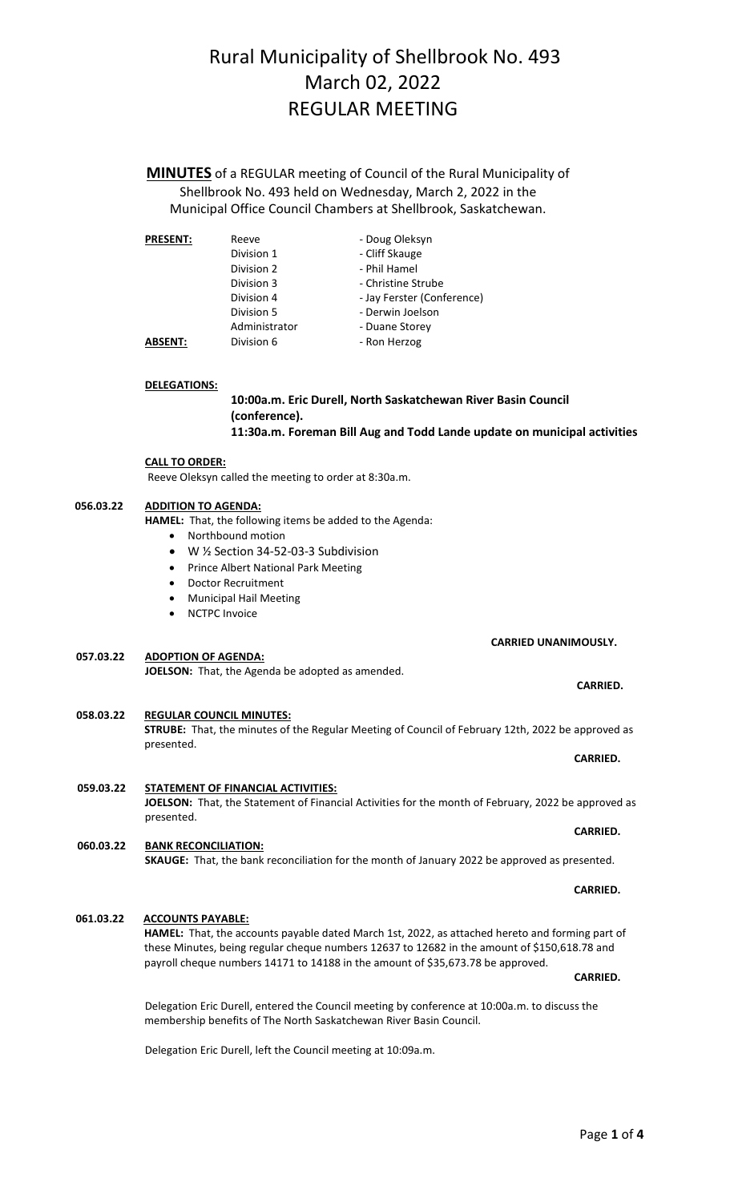# Rural Municipality of Shellbrook No. 493
# March 02, 2022
# REGULAR MEETING

**MINUTES** of a REGULAR meeting of Council of the Rural Municipality of Shellbrook No. 493 held on Wednesday, March 2, 2022 in the Municipal Office Council Chambers at Shellbrook, Saskatchewan.

| | | |
|---|---|---|
| **PRESENT:** | Reeve | - Doug Oleksyn |
| | Division 1 | - Cliff Skauge |
| | Division 2 | - Phil Hamel |
| | Division 3 | - Christine Strube |
| | Division 4 | - Jay Ferster (Conference) |
| | Division 5 | - Derwin Joelson |
| | Administrator | - Duane Storey |
| **ABSENT:** | Division 6 | - Ron Herzog |

**DELEGATIONS:**

**10:00a.m. Eric Durell, North Saskatchewan River Basin Council (conference).**
**11:30a.m. Foreman Bill Aug and Todd Lande update on municipal activities**

**CALL TO ORDER:**
Reeve Oleksyn called the meeting to order at 8:30a.m.

**056.03.22 ADDITION TO AGENDA:**
**HAMEL:** That, the following items be added to the Agenda:
- Northbound motion
- W ½ Section 34-52-03-3 Subdivision
- Prince Albert National Park Meeting
- Doctor Recruitment
- Municipal Hail Meeting
- NCTPC Invoice

**CARRIED UNANIMOUSLY.**

**057.03.22 ADOPTION OF AGENDA:**
**JOELSON:** That, the Agenda be adopted as amended.

**CARRIED.**

**058.03.22 REGULAR COUNCIL MINUTES:**
**STRUBE:** That, the minutes of the Regular Meeting of Council of February 12th, 2022 be approved as presented.

**CARRIED.**

**059.03.22 STATEMENT OF FINANCIAL ACTIVITIES:**
**JOELSON:** That, the Statement of Financial Activities for the month of February, 2022 be approved as presented.

**CARRIED.**

**060.03.22 BANK RECONCILIATION:**
**SKAUGE:** That, the bank reconciliation for the month of January 2022 be approved as presented.

**CARRIED.**

**061.03.22 ACCOUNTS PAYABLE:**
**HAMEL:** That, the accounts payable dated March 1st, 2022, as attached hereto and forming part of these Minutes, being regular cheque numbers 12637 to 12682 in the amount of $150,618.78 and payroll cheque numbers 14171 to 14188 in the amount of $35,673.78 be approved.

**CARRIED.**

Delegation Eric Durell, entered the Council meeting by conference at 10:00a.m. to discuss the membership benefits of The North Saskatchewan River Basin Council.

Delegation Eric Durell, left the Council meeting at 10:09a.m.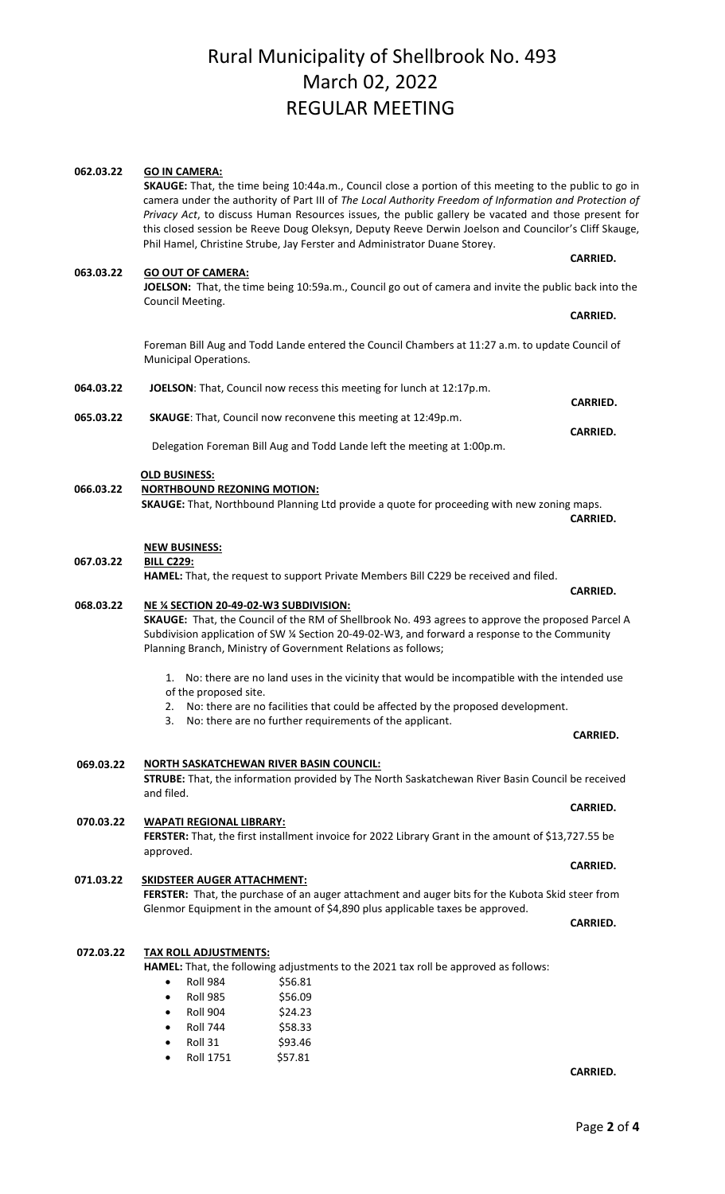# Rural Municipality of Shellbrook No. 493
# March 02, 2022
# REGULAR MEETING

**062.03.22** **GO IN CAMERA:**

**SKAUGE:** That, the time being 10:44a.m., Council close a portion of this meeting to the public to go in camera under the authority of Part III of *The Local Authority Freedom of Information and Protection of Privacy Act*, to discuss Human Resources issues, the public gallery be vacated and those present for this closed session be Reeve Doug Oleksyn, Deputy Reeve Derwin Joelson and Councilor's Cliff Skauge, Phil Hamel, Christine Strube, Jay Ferster and Administrator Duane Storey.

**CARRIED.**

**063.03.22** **GO OUT OF CAMERA:**

**JOELSON:** That, the time being 10:59a.m., Council go out of camera and invite the public back into the Council Meeting.

**CARRIED.**

Foreman Bill Aug and Todd Lande entered the Council Chambers at 11:27 a.m. to update Council of Municipal Operations.

**064.03.22** **JOELSON**: That, Council now recess this meeting for lunch at 12:17p.m.

**CARRIED.**

**065.03.22** **SKAUGE**: That, Council now reconvene this meeting at 12:49p.m.

**CARRIED.**

Delegation Foreman Bill Aug and Todd Lande left the meeting at 1:00p.m.

**OLD BUSINESS:**

**066.03.22** **NORTHBOUND REZONING MOTION:**

**SKAUGE:** That, Northbound Planning Ltd provide a quote for proceeding with new zoning maps.

**CARRIED.**

**NEW BUSINESS:**

**067.03.22** **BILL C229:**

**HAMEL:** That, the request to support Private Members Bill C229 be received and filed.

**CARRIED.**

**068.03.22** **NE ¼ SECTION 20-49-02-W3 SUBDIVISION:**

**SKAUGE:** That, the Council of the RM of Shellbrook No. 493 agrees to approve the proposed Parcel A Subdivision application of SW ¼ Section 20-49-02-W3, and forward a response to the Community Planning Branch, Ministry of Government Relations as follows;

1. No: there are no land uses in the vicinity that would be incompatible with the intended use of the proposed site.
2. No: there are no facilities that could be affected by the proposed development.
3. No: there are no further requirements of the applicant.

**CARRIED.**

**069.03.22** **NORTH SASKATCHEWAN RIVER BASIN COUNCIL:**

**STRUBE:** That, the information provided by The North Saskatchewan River Basin Council be received and filed.

**CARRIED.**

**070.03.22** **WAPATI REGIONAL LIBRARY:**

**FERSTER:** That, the first installment invoice for 2022 Library Grant in the amount of $13,727.55 be approved.

**CARRIED.**

**071.03.22** **SKIDSTEER AUGER ATTACHMENT:**

**FERSTER:** That, the purchase of an auger attachment and auger bits for the Kubota Skid steer from Glenmor Equipment in the amount of $4,890 plus applicable taxes be approved.

**CARRIED.**

**072.03.22** **TAX ROLL ADJUSTMENTS:**

**HAMEL:** That, the following adjustments to the 2021 tax roll be approved as follows:

- Roll 984 $56.81
- Roll 985 $56.09
- Roll 904 $24.23
- Roll 744 $58.33
- Roll 31 $93.46
- Roll 1751 $57.81

**CARRIED.**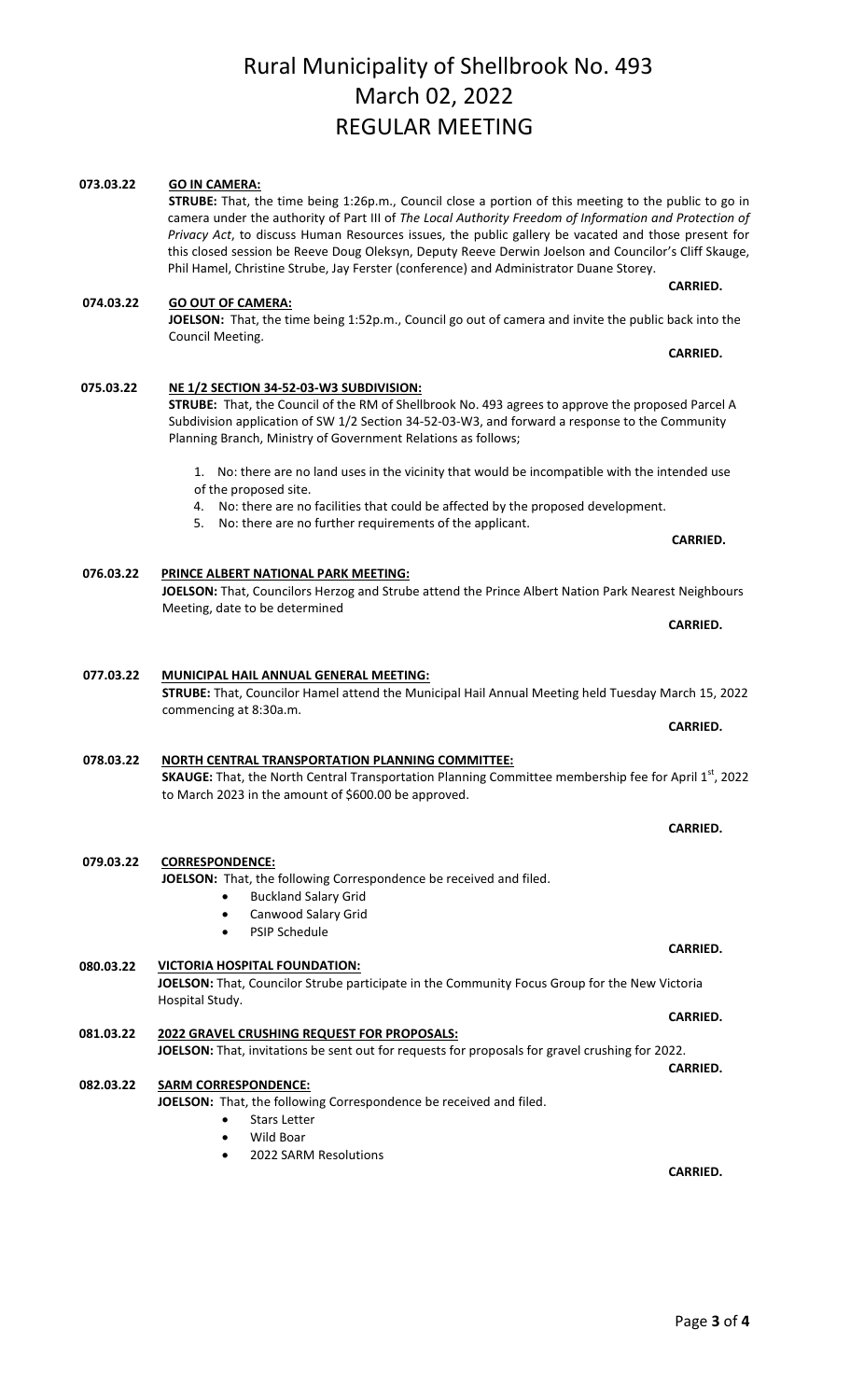# Rural Municipality of Shellbrook No. 493
# March 02, 2022
# REGULAR MEETING

**073.03.22** **GO IN CAMERA:**

**STRUBE:** That, the time being 1:26p.m., Council close a portion of this meeting to the public to go in camera under the authority of Part III of *The Local Authority Freedom of Information and Protection of Privacy Act*, to discuss Human Resources issues, the public gallery be vacated and those present for this closed session be Reeve Doug Oleksyn, Deputy Reeve Derwin Joelson and Councilor's Cliff Skauge, Phil Hamel, Christine Strube, Jay Ferster (conference) and Administrator Duane Storey.

**CARRIED.**

**074.03.22** **GO OUT OF CAMERA:**

**JOELSON:** That, the time being 1:52p.m., Council go out of camera and invite the public back into the Council Meeting.

**CARRIED.**

**075.03.22** **NE 1/2 SECTION 34-52-03-W3 SUBDIVISION:**

**STRUBE:** That, the Council of the RM of Shellbrook No. 493 agrees to approve the proposed Parcel A Subdivision application of SW 1/2 Section 34-52-03-W3, and forward a response to the Community Planning Branch, Ministry of Government Relations as follows;

1. No: there are no land uses in the vicinity that would be incompatible with the intended use of the proposed site.
4. No: there are no facilities that could be affected by the proposed development.
5. No: there are no further requirements of the applicant.

**CARRIED.**

**076.03.22** **PRINCE ALBERT NATIONAL PARK MEETING:**

**JOELSON:** That, Councilors Herzog and Strube attend the Prince Albert Nation Park Nearest Neighbours Meeting, date to be determined

**CARRIED.**

**077.03.22** **MUNICIPAL HAIL ANNUAL GENERAL MEETING:**

**STRUBE:** That, Councilor Hamel attend the Municipal Hail Annual Meeting held Tuesday March 15, 2022 commencing at 8:30a.m.

**CARRIED.**

**078.03.22** **NORTH CENTRAL TRANSPORTATION PLANNING COMMITTEE:**

**SKAUGE:** That, the North Central Transportation Planning Committee membership fee for April 1st, 2022 to March 2023 in the amount of $600.00 be approved.

**CARRIED.**

**079.03.22** **CORRESPONDENCE:**

**JOELSON:** That, the following Correspondence be received and filed.

- Buckland Salary Grid
- Canwood Salary Grid
- PSIP Schedule

**CARRIED.**

**080.03.22** **VICTORIA HOSPITAL FOUNDATION:**

**JOELSON:** That, Councilor Strube participate in the Community Focus Group for the New Victoria Hospital Study.

**CARRIED.**

**081.03.22** **2022 GRAVEL CRUSHING REQUEST FOR PROPOSALS:**

**JOELSON:** That, invitations be sent out for requests for proposals for gravel crushing for 2022.

**CARRIED.**

**082.03.22** **SARM CORRESPONDENCE:**

**JOELSON:** That, the following Correspondence be received and filed.

- Stars Letter
- Wild Boar
- 2022 SARM Resolutions

**CARRIED.**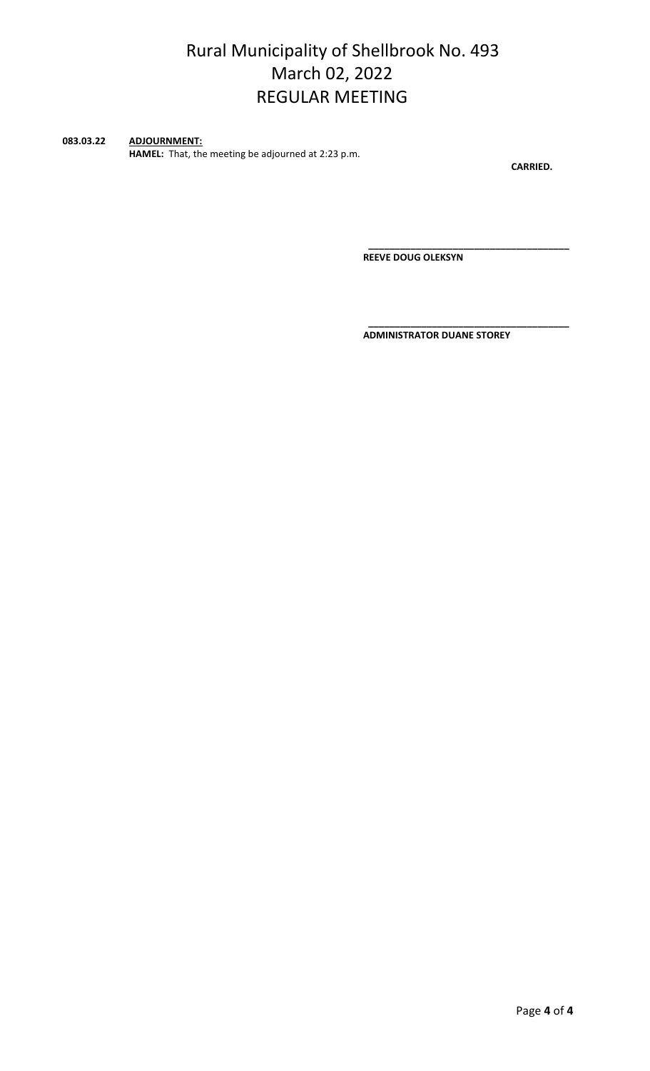**083.03.22** **ADJOURNMENT:**

**HAMEL:** That, the meeting be adjourned at 2:23 p.m.

**CARRIED.**

\_\_\_\_\_\_\_\_\_\_\_\_\_\_\_\_\_\_\_\_\_\_\_\_\_\_\_\_\_\_\_\_\_\_\_\_

**REEVE DOUG OLEKSYN**

\_\_\_\_\_\_\_\_\_\_\_\_\_\_\_\_\_\_\_\_\_\_\_\_\_\_\_\_\_\_\_\_\_\_\_\_

**ADMINISTRATOR DUANE STOREY**